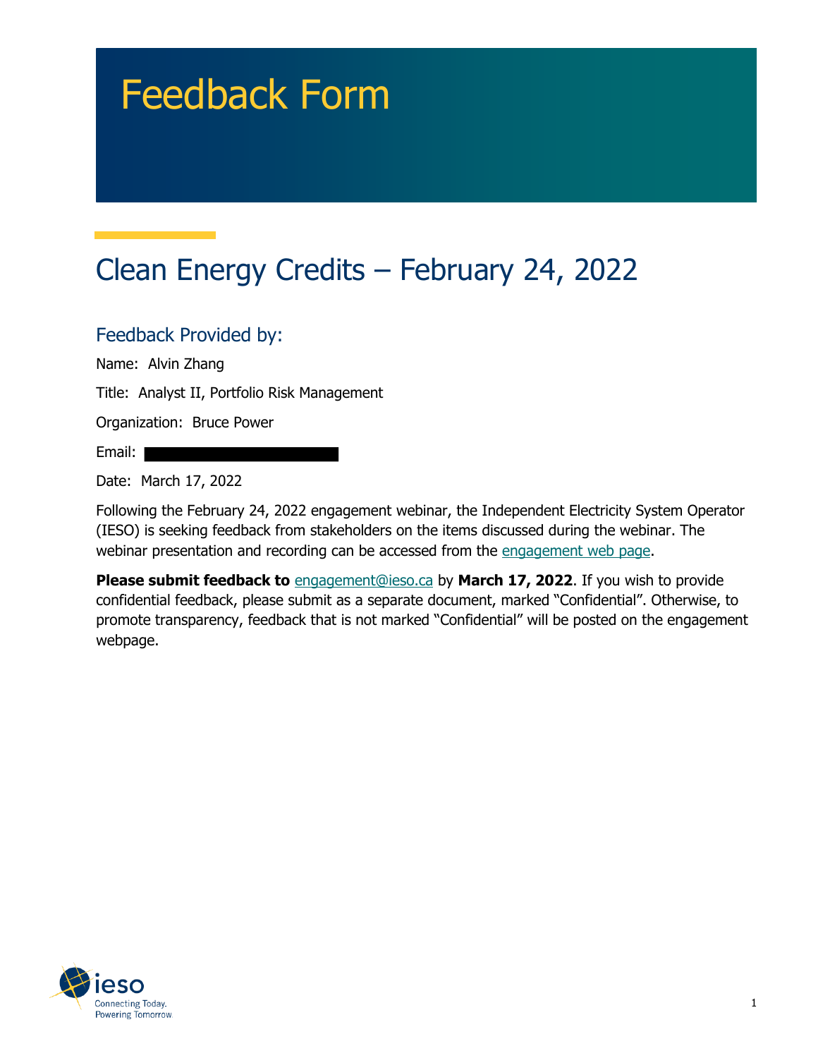# Feedback Form

## Clean Energy Credits – February 24, 2022

### Feedback Provided by:

Name: Alvin Zhang

Title: Analyst II, Portfolio Risk Management

Organization: Bruce Power

Email:

Date: March 17, 2022

Following the February 24, 2022 engagement webinar, the Independent Electricity System Operator (IESO) is seeking feedback from stakeholders on the items discussed during the webinar. The webinar presentation and recording can be accessed from the engagement web page.

**Please submit feedback to** engagement@ieso.ca by **March 17, 2022**. If you wish to provide confidential feedback, please submit as a separate document, marked "Confidential". Otherwise, to promote transparency, feedback that is not marked "Confidential" will be posted on the engagement webpage.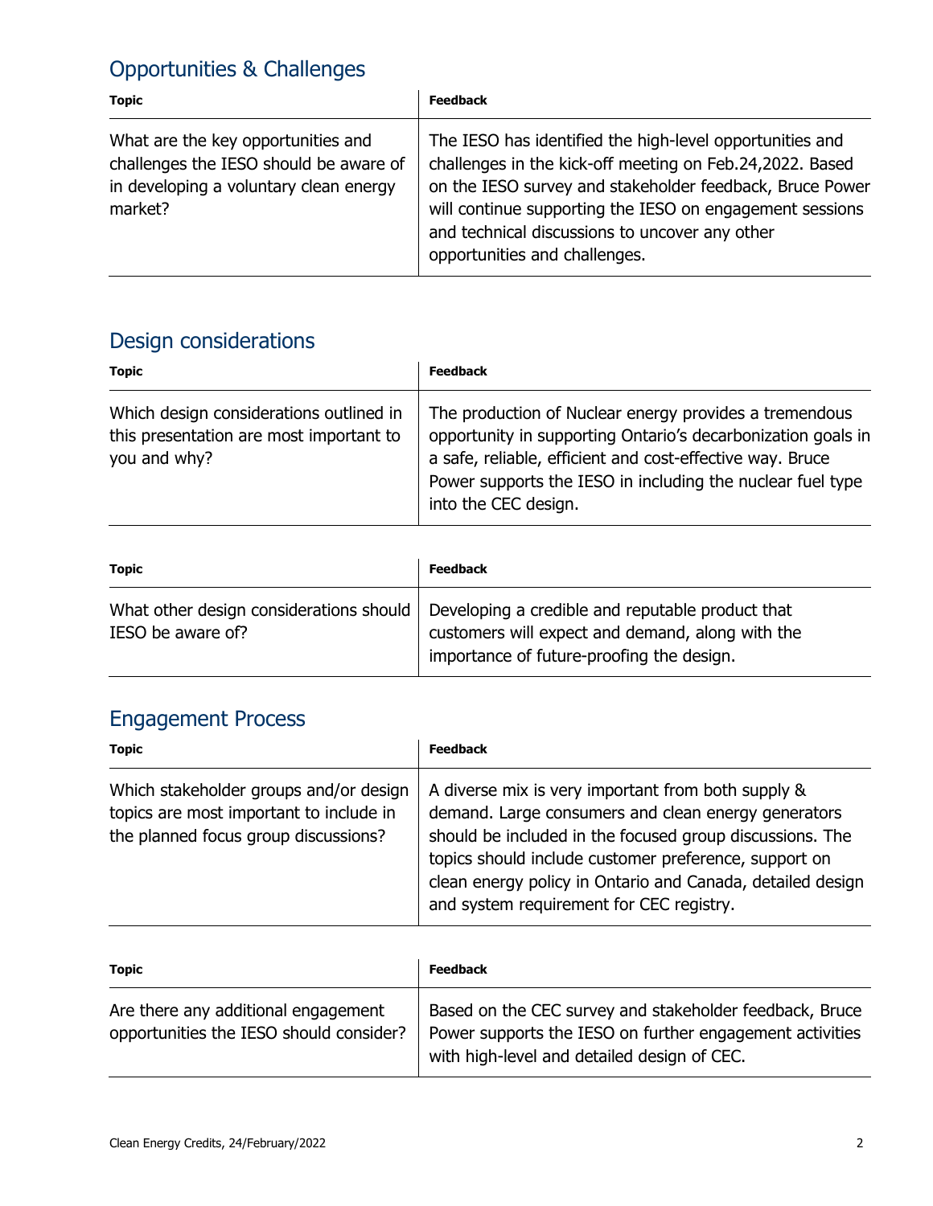## Opportunities & Challenges

| Topic | Feedback |
| --- | --- |
| What are the key opportunities and challenges the IESO should be aware of in developing a voluntary clean energy market? | The IESO has identified the high-level opportunities and challenges in the kick-off meeting on Feb.24,2022. Based on the IESO survey and stakeholder feedback, Bruce Power will continue supporting the IESO on engagement sessions and technical discussions to uncover any other opportunities and challenges. |

## Design considerations

| Topic | Feedback |
| --- | --- |
| Which design considerations outlined in this presentation are most important to you and why? | The production of Nuclear energy provides a tremendous opportunity in supporting Ontario's decarbonization goals in a safe, reliable, efficient and cost-effective way. Bruce Power supports the IESO in including the nuclear fuel type into the CEC design. |

| Topic | Feedback |
| --- | --- |
| What other design considerations should IESO be aware of? | Developing a credible and reputable product that customers will expect and demand, along with the importance of future-proofing the design. |

## Engagement Process

| Topic | Feedback |
| --- | --- |
| Which stakeholder groups and/or design topics are most important to include in the planned focus group discussions? | A diverse mix is very important from both supply & demand. Large consumers and clean energy generators should be included in the focused group discussions. The topics should include customer preference, support on clean energy policy in Ontario and Canada, detailed design and system requirement for CEC registry. |

| Topic | Feedback |
| --- | --- |
| Are there any additional engagement opportunities the IESO should consider? | Based on the CEC survey and stakeholder feedback, Bruce Power supports the IESO on further engagement activities with high-level and detailed design of CEC. |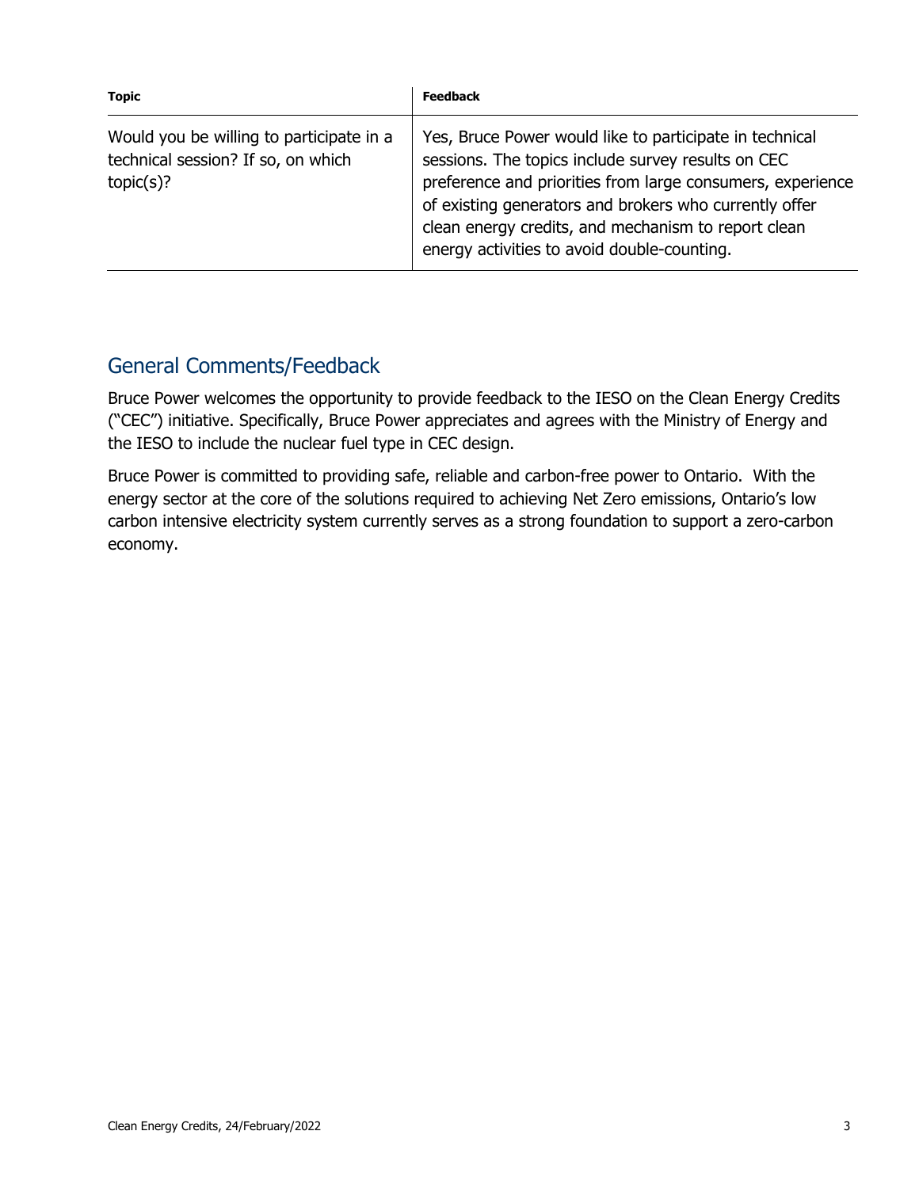| Topic | Feedback |
|---|---|
| Would you be willing to participate in a technical session? If so, on which topic(s)? | Yes, Bruce Power would like to participate in technical sessions. The topics include survey results on CEC preference and priorities from large consumers, experience of existing generators and brokers who currently offer clean energy credits, and mechanism to report clean energy activities to avoid double-counting. |

## General Comments/Feedback

Bruce Power welcomes the opportunity to provide feedback to the IESO on the Clean Energy Credits ("CEC") initiative. Specifically, Bruce Power appreciates and agrees with the Ministry of Energy and the IESO to include the nuclear fuel type in CEC design.

Bruce Power is committed to providing safe, reliable and carbon-free power to Ontario. With the energy sector at the core of the solutions required to achieving Net Zero emissions, Ontario's low carbon intensive electricity system currently serves as a strong foundation to support a zero-carbon economy.